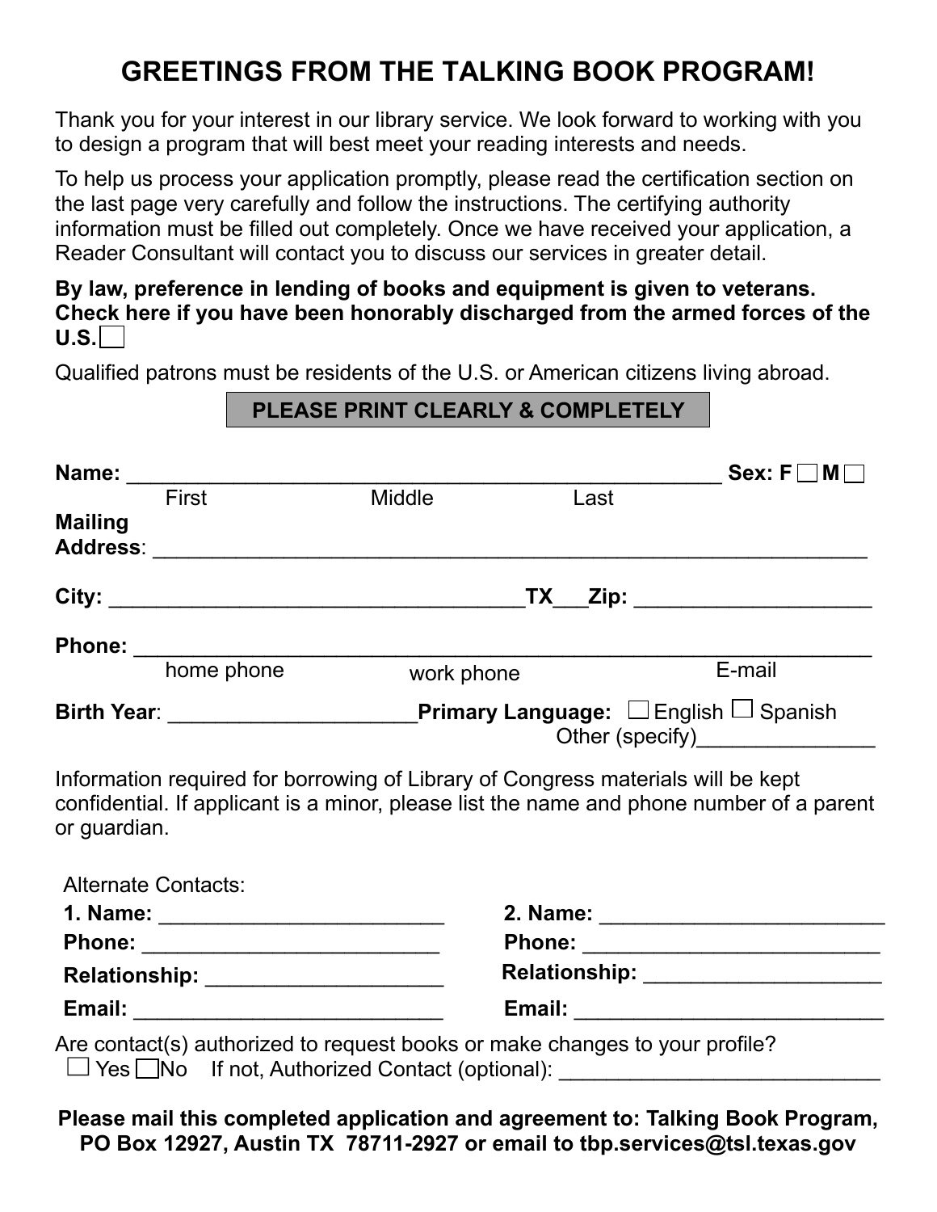# GREETINGS FROM THE TALKING BOOK PROGRAM!

Thank you for your interest in our library service. We look forward to working with you to design a program that will best meet your reading interests and needs.

To help us process your application promptly, please read the certification section on the last page very carefully and follow the instructions. The certifying authority information must be filled out completely. Once we have received your application, a Reader Consultant will contact you to discuss our services in greater detail.

**By law, preference in lending of books and equipment is given to veterans. Check here if you have been honorably discharged from the armed forces of the U.S.** ☐

Qualified patrons must be residents of the U.S. or American citizens living abroad.

**PLEASE PRINT CLEARLY & COMPLETELY**

**Name:** ______________________________________________ **Sex: F** ☐ **M** ☐
First Middle Last

**Mailing Address**: ______________________________________________________

**City:** ________________________________ **TX** ___ **Zip:** ___________________

**Phone:** _______________________________________________________________
home phone work phone E-mail

**Birth Year**: ___________________ **Primary Language:** ☐ English ☐ Spanish
Other (specify)_______________

Information required for borrowing of Library of Congress materials will be kept confidential. If applicant is a minor, please list the name and phone number of a parent or guardian.

Alternate Contacts:

**1. Name:** _______________________
**Phone:** ________________________
**Relationship:** ___________________
**Email:** ________________________

**2. Name:** _______________________
**Phone:** ________________________
**Relationship:** ___________________
**Email:** ________________________

Are contact(s) authorized to request books or make changes to your profile?
☐ Yes ☐ No If not, Authorized Contact (optional): __________________________

**Please mail this completed application and agreement to: Talking Book Program, PO Box 12927, Austin TX 78711-2927 or email to tbp.services@tsl.texas.gov**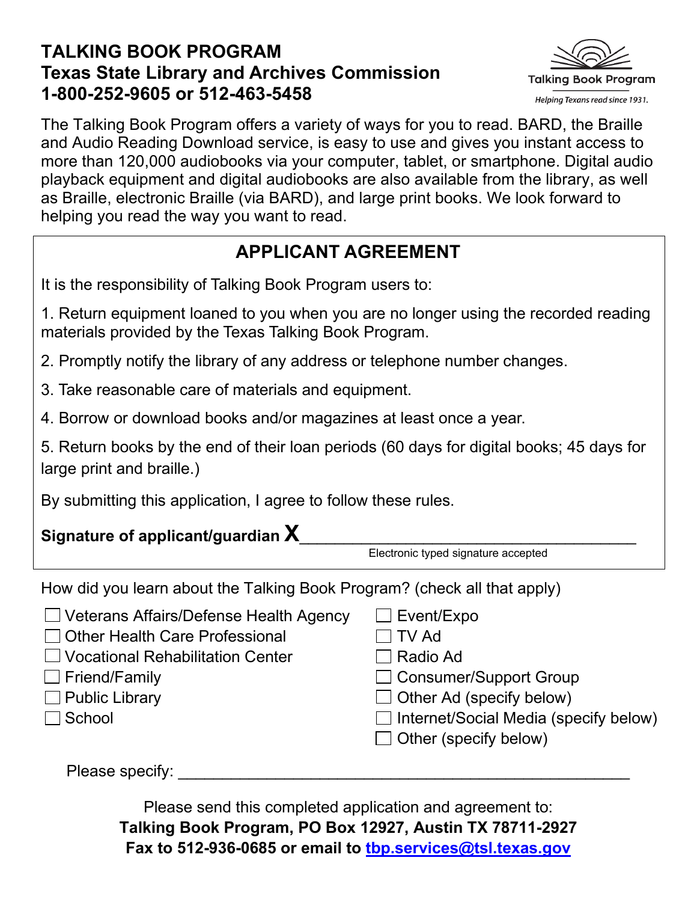# TALKING BOOK PROGRAM
## Texas State Library and Archives Commission
## 1-800-252-9605 or 512-463-5458

Talking Book Program
*Helping Texans read since 1931.*

The Talking Book Program offers a variety of ways for you to read. BARD, the Braille and Audio Reading Download service, is easy to use and gives you instant access to more than 120,000 audiobooks via your computer, tablet, or smartphone. Digital audio playback equipment and digital audiobooks are also available from the library, as well as Braille, electronic Braille (via BARD), and large print books. We look forward to helping you read the way you want to read.

## APPLICANT AGREEMENT

It is the responsibility of Talking Book Program users to:

1. Return equipment loaned to you when you are no longer using the recorded reading materials provided by the Texas Talking Book Program.
2. Promptly notify the library of any address or telephone number changes.
3. Take reasonable care of materials and equipment.
4. Borrow or download books and/or magazines at least once a year.
5. Return books by the end of their loan periods (60 days for digital books; 45 days for large print and braille.)

By submitting this application, I agree to follow these rules.

**Signature of applicant/guardian X**____________________________________
Electronic typed signature accepted

How did you learn about the Talking Book Program? (check all that apply)

- ☐ Veterans Affairs/Defense Health Agency
- ☐ Other Health Care Professional
- ☐ Vocational Rehabilitation Center
- ☐ Friend/Family
- ☐ Public Library
- ☐ School
- ☐ Event/Expo
- ☐ TV Ad
- ☐ Radio Ad
- ☐ Consumer/Support Group
- ☐ Other Ad (specify below)
- ☐ Internet/Social Media (specify below)
- ☐ Other (specify below)

Please specify: ____________________________________________________

Please send this completed application and agreement to:
**Talking Book Program, PO Box 12927, Austin TX 78711-2927**
**Fax to 512-936-0685 or email to tbp.services@tsl.texas.gov**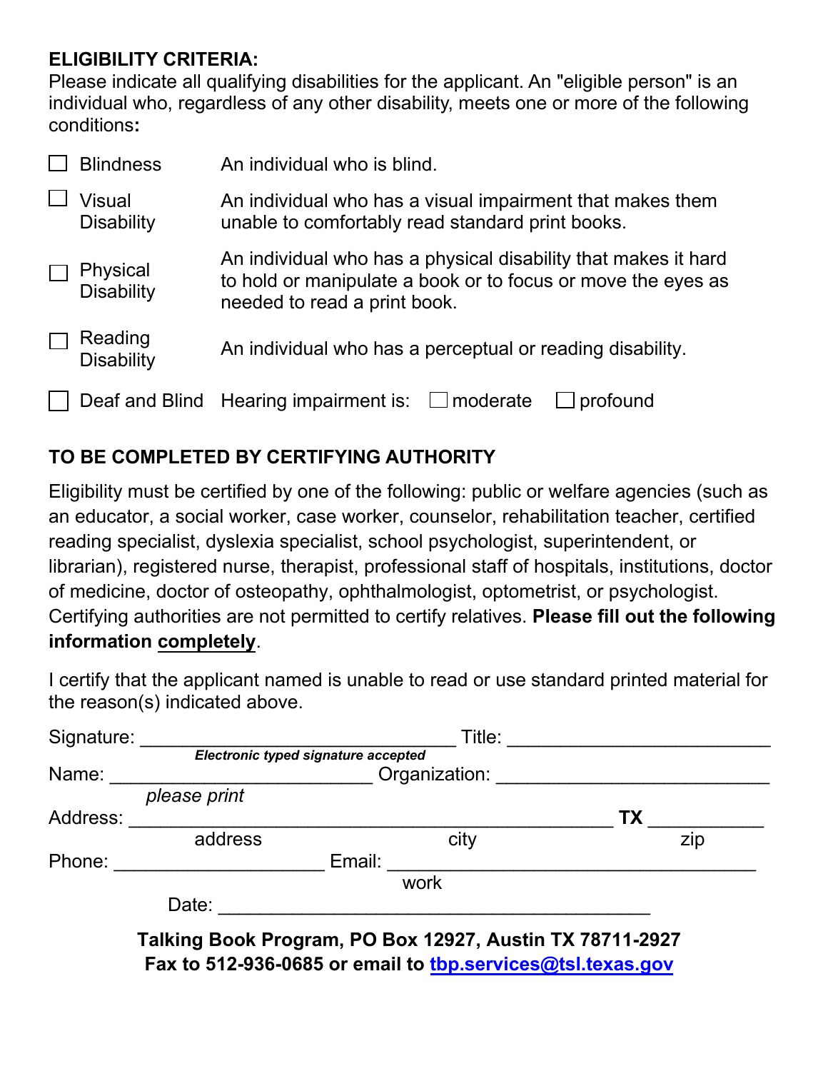**ELIGIBILITY CRITERIA:**
Please indicate all qualifying disabilities for the applicant. An "eligible person" is an individual who, regardless of any other disability, meets one or more of the following conditions**:**

| | |
|---|---|
| ☐ Blindness | An individual who is blind. |
| ☐ Visual Disability | An individual who has a visual impairment that makes them unable to comfortably read standard print books. |
| ☐ Physical Disability | An individual who has a physical disability that makes it hard to hold or manipulate a book or to focus or move the eyes as needed to read a print book. |
| ☐ Reading Disability | An individual who has a perceptual or reading disability. |
| ☐ Deaf and Blind | Hearing impairment is: ☐ moderate ☐ profound |

**TO BE COMPLETED BY CERTIFYING AUTHORITY**

Eligibility must be certified by one of the following: public or welfare agencies (such as an educator, a social worker, case worker, counselor, rehabilitation teacher, certified reading specialist, dyslexia specialist, school psychologist, superintendent, or librarian), registered nurse, therapist, professional staff of hospitals, institutions, doctor of medicine, doctor of osteopathy, ophthalmologist, optometrist, or psychologist. Certifying authorities are not permitted to certify relatives. **Please fill out the following information completely**.

I certify that the applicant named is unable to read or use standard printed material for the reason(s) indicated above.

Signature: ______________________________ Title: ________________________
*Electronic typed signature accepted*

Name: ________________________ Organization: __________________________
*please print*

Address: ______________________________________________ **TX** __________
address city zip

Phone: ___________________ Email: __________________________________
work

Date: ________________________________________

**Talking Book Program, PO Box 12927, Austin TX 78711-2927**
**Fax to 512-936-0685 or email to tbp.services@tsl.texas.gov**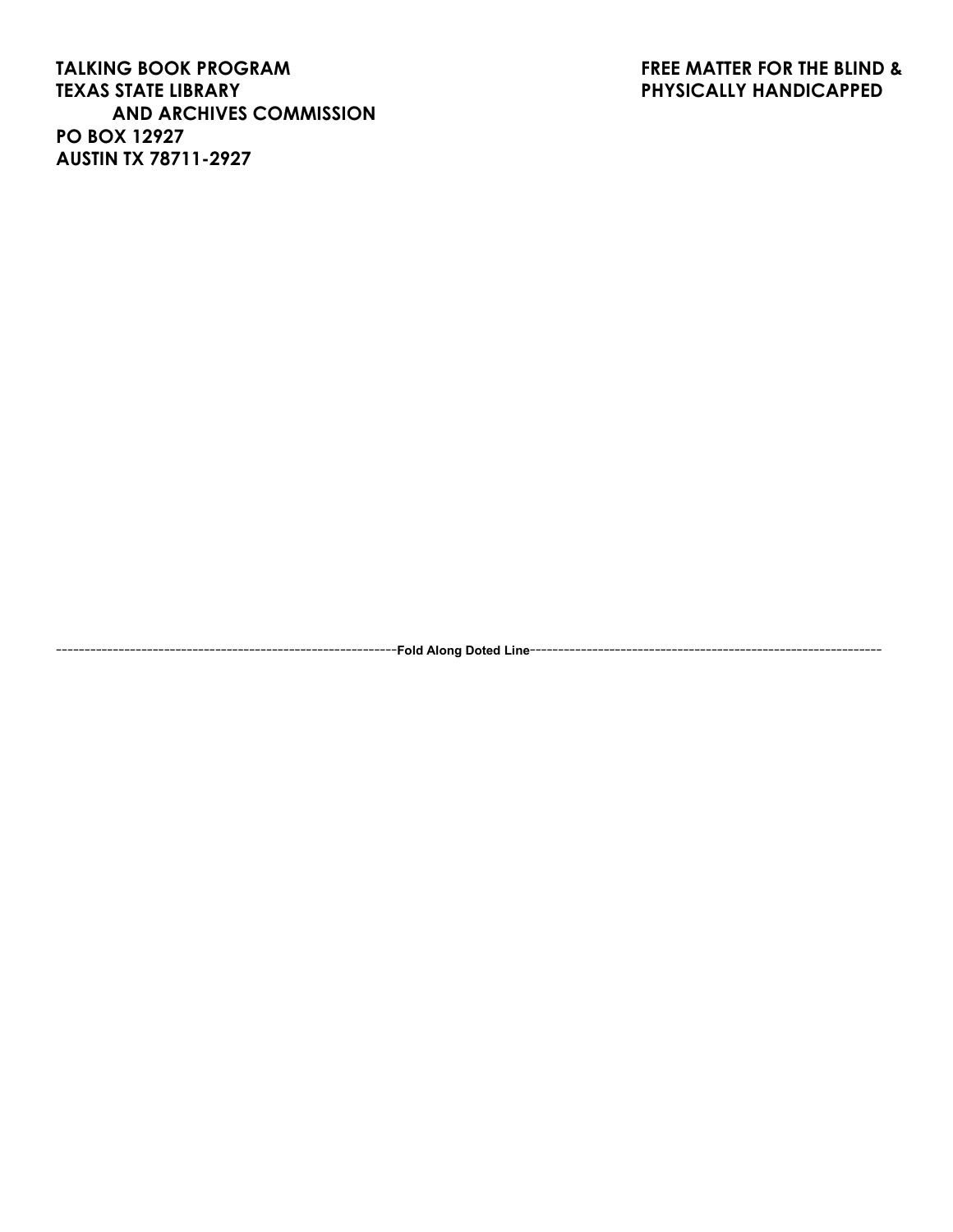**TALKING BOOK PROGRAM**
**TEXAS STATE LIBRARY**
**AND ARCHIVES COMMISSION**
**PO BOX 12927**
**AUSTIN TX 78711-2927**

**FREE MATTER FOR THE BLIND &**
**PHYSICALLY HANDICAPPED**

------------------------------------------------------------**Fold Along Doted Line**---------------------------------------------------------------